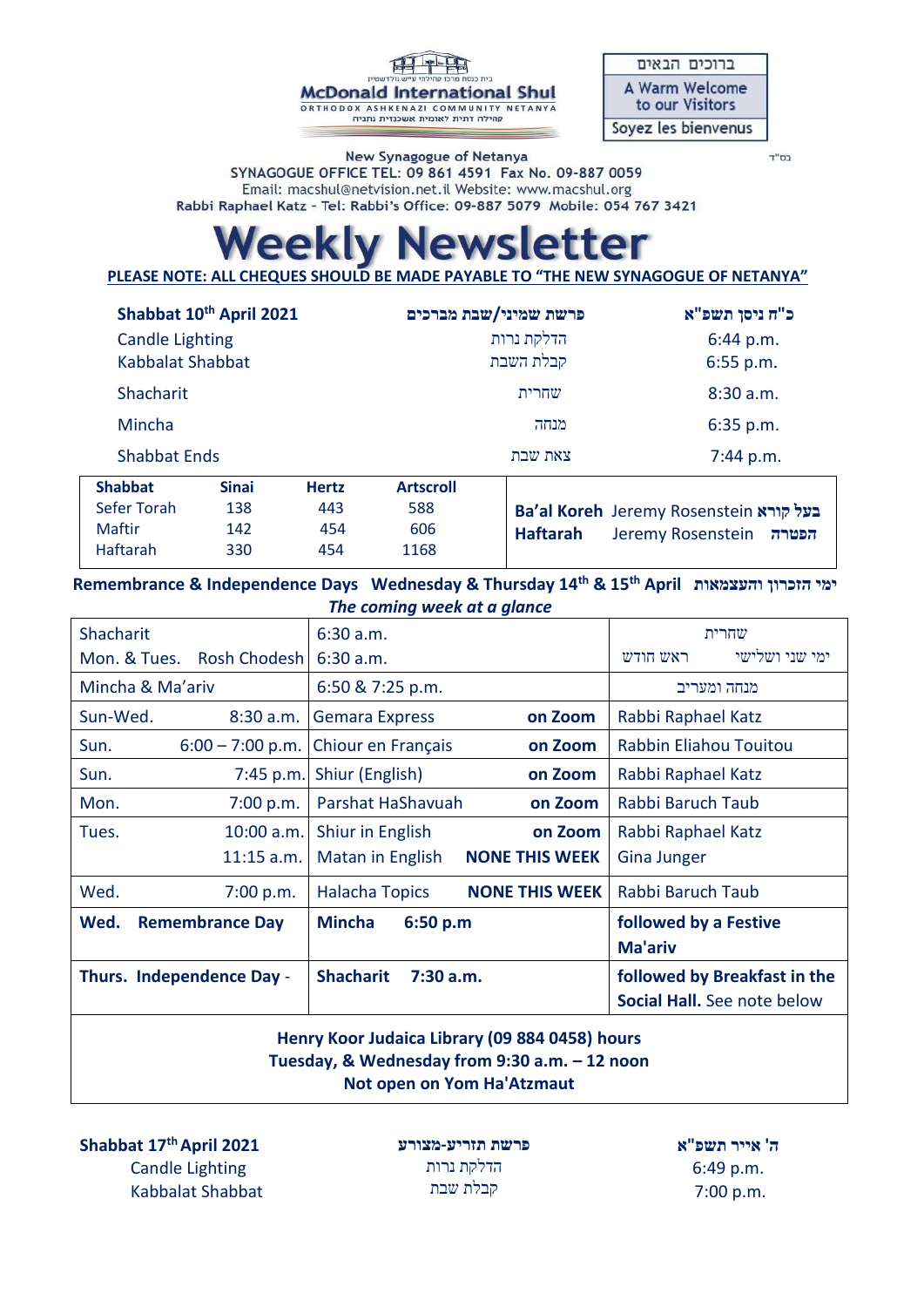בית כנסת מרכז קהילתי ע"ש מקדונלד גולדשטיין

**McDonald International Shul**

ORTHODOX ASHKENAZI COMMUNITY NETANYA

קהילה דתית לאומית אשכנזית נתניה

ברוכים הבאים

A Warm Welcome to our Visitors

Soyez les bienvenus

בס"ד

New Synagogue of Netanya

SYNAGOGUE OFFICE TEL: 09 861 4591 Fax No. 09-887 0059

Email: macshul@netvision.net.il Website: www.macshul.org

Rabbi Raphael Katz - Tel: Rabbi's Office: 09-887 5079 Mobile: 054 767 3421

# Weekly Newsletter

**PLEASE NOTE: ALL CHEQUES SHOULD BE MADE PAYABLE TO "THE NEW SYNAGOGUE OF NETANYA"**

| **Shabbat 10th April 2021** | **פרשת שמיני/שבת מברכים** | **כ"ח ניסן תשפ"א** |
|---|---|---|
| Candle Lighting | הדלקת נרות | 6:44 p.m. |
| Kabbalat Shabbat | קבלת השבת | 6:55 p.m. |
| Shacharit | שחרית | 8:30 a.m. |
| Mincha | מנחה | 6:35 p.m. |
| Shabbat Ends | צאת שבת | 7:44 p.m. |

| **Shabbat** | **Sinai** | **Hertz** | **Artscroll** |
|---|---|---|---|
| Sefer Torah | 138 | 443 | 588 |
| Maftir | 142 | 454 | 606 |
| Haftarah | 330 | 454 | 1168 |

**Ba'al Koreh** Jeremy Rosenstein **בעל קורא**

**Haftarah** Jeremy Rosenstein **הפטרה**

**Remembrance & Independence Days Wednesday & Thursday 14th & 15th April ימי הזכרון והעצמאות**

***The coming week at a glance***

| | | |
|---|---|---|
| Shacharit | 6:30 a.m. | שחרית |
| Mon. & Tues. Rosh Chodesh | 6:30 a.m. | ימי שני ושלישי ראש חודש |
| Mincha & Ma'ariv | 6:50 & 7:25 p.m. | מנחה ומעריב |
| Sun-Wed. 8:30 a.m. | Gemara Express **on Zoom** | Rabbi Raphael Katz |
| Sun. 6:00 – 7:00 p.m. | Chiour en Français **on Zoom** | Rabbin Eliahou Touitou |
| Sun. 7:45 p.m. | Shiur (English) **on Zoom** | Rabbi Raphael Katz |
| Mon. 7:00 p.m. | Parshat HaShavuah **on Zoom** | Rabbi Baruch Taub |
| Tues. 10:00 a.m. | Shiur in English **on Zoom** | Rabbi Raphael Katz |
| 11:15 a.m. | Matan in English **NONE THIS WEEK** | Gina Junger |
| Wed. 7:00 p.m. | Halacha Topics **NONE THIS WEEK** | Rabbi Baruch Taub |
| **Wed. Remembrance Day** | **Mincha 6:50 p.m** | **followed by a Festive Ma'ariv** |
| **Thurs. Independence Day -** | **Shacharit 7:30 a.m.** | **followed by Breakfast in the Social Hall.** See note below |

**Henry Koor Judaica Library (09 884 0458) hours**

**Tuesday, & Wednesday from 9:30 a.m. – 12 noon**

**Not open on Yom Ha'Atzmaut**

| **Shabbat 17th April 2021** | **פרשת תזריע-מצורע** | **ה' אייר תשפ"א** |
|---|---|---|
| Candle Lighting | הדלקת נרות | 6:49 p.m. |
| Kabbalat Shabbat | קבלת שבת | 7:00 p.m. |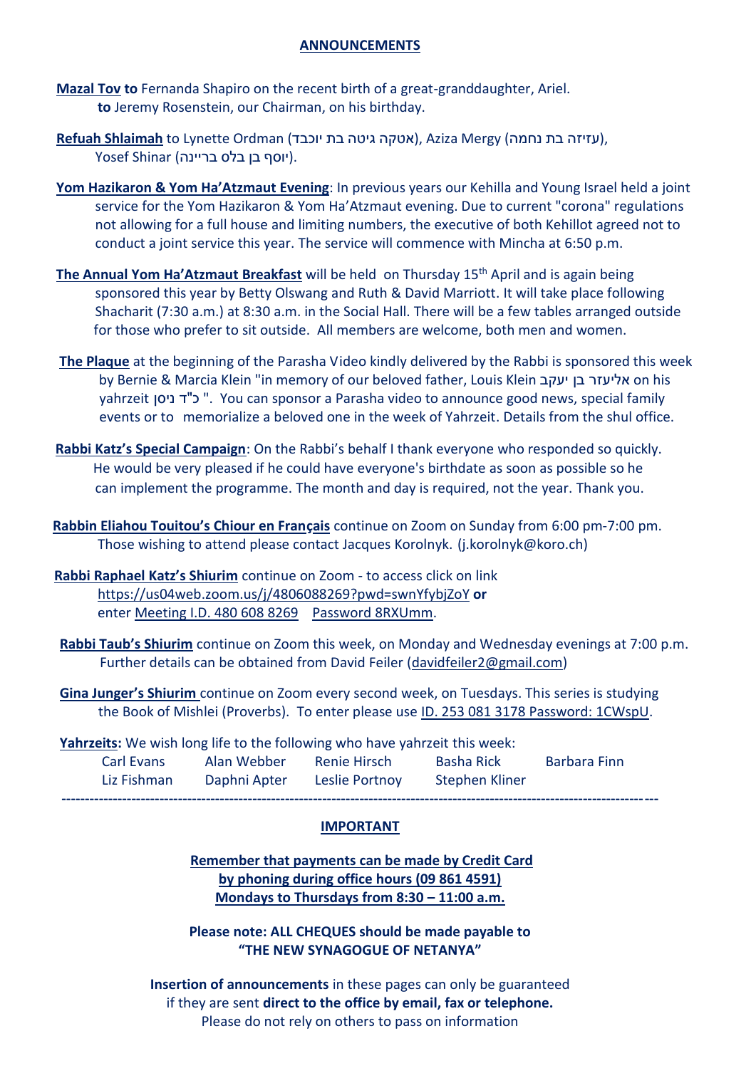## ANNOUNCEMENTS

**Mazal Tov to** Fernanda Shapiro on the recent birth of a great-granddaughter, Ariel.
**to** Jeremy Rosenstein, our Chairman, on his birthday.

**Refuah Shlaimah** to Lynette Ordman (אטקה גיטה בת יוכבד), Aziza Mergy (עזיזה בת נחמה), Yosef Shinar (יוסף בן בלס ברײנה).

**Yom Hazikaron & Yom Ha'Atzmaut Evening**: In previous years our Kehilla and Young Israel held a joint service for the Yom Hazikaron & Yom Ha'Atzmaut evening. Due to current "corona" regulations not allowing for a full house and limiting numbers, the executive of both Kehillot agreed not to conduct a joint service this year. The service will commence with Mincha at 6:50 p.m.

**The Annual Yom Ha'Atzmaut Breakfast** will be held on Thursday 15th April and is again being sponsored this year by Betty Olswang and Ruth & David Marriott. It will take place following Shacharit (7:30 a.m.) at 8:30 a.m. in the Social Hall. There will be a few tables arranged outside for those who prefer to sit outside. All members are welcome, both men and women.

**The Plaque** at the beginning of the Parasha Video kindly delivered by the Rabbi is sponsored this week by Bernie & Marcia Klein "in memory of our beloved father, Louis Klein אליעזר בן יעקב on his yahrzeit כ"ד ניסן ". You can sponsor a Parasha video to announce good news, special family events or to memorialize a beloved one in the week of Yahrzeit. Details from the shul office.

**Rabbi Katz's Special Campaign**: On the Rabbi's behalf I thank everyone who responded so quickly. He would be very pleased if he could have everyone's birthdate as soon as possible so he can implement the programme. The month and day is required, not the year. Thank you.

**Rabbin Eliahou Touitou's Chiour en Français** continue on Zoom on Sunday from 6:00 pm-7:00 pm. Those wishing to attend please contact Jacques Korolnyk. (j.korolnyk@koro.ch)

**Rabbi Raphael Katz's Shiurim** continue on Zoom - to access click on link https://us04web.zoom.us/j/4806088269?pwd=swnYfybjZoY **or** enter Meeting I.D. 480 608 8269 Password 8RXUmm.

**Rabbi Taub's Shiurim** continue on Zoom this week, on Monday and Wednesday evenings at 7:00 p.m. Further details can be obtained from David Feiler (davidfeiler2@gmail.com)

**Gina Junger's Shiurim** continue on Zoom every second week, on Tuesdays. This series is studying the Book of Mishlei (Proverbs). To enter please use ID. 253 081 3178 Password: 1CWspU.

**Yahrzeits:** We wish long life to the following who have yahrzeit this week:

| | | | | |
|---|---|---|---|---|
| Carl Evans | Alan Webber | Renie Hirsch | Basha Rick | Barbara Finn |
| Liz Fishman | Daphni Apter | Leslie Portnoy | Stephen Kliner | |

---

## IMPORTANT

**Remember that payments can be made by Credit Card by phoning during office hours (09 861 4591) Mondays to Thursdays from 8:30 – 11:00 a.m.**

**Please note: ALL CHEQUES should be made payable to "THE NEW SYNAGOGUE OF NETANYA"**

**Insertion of announcements** in these pages can only be guaranteed if they are sent **direct to the office by email, fax or telephone.** Please do not rely on others to pass on information